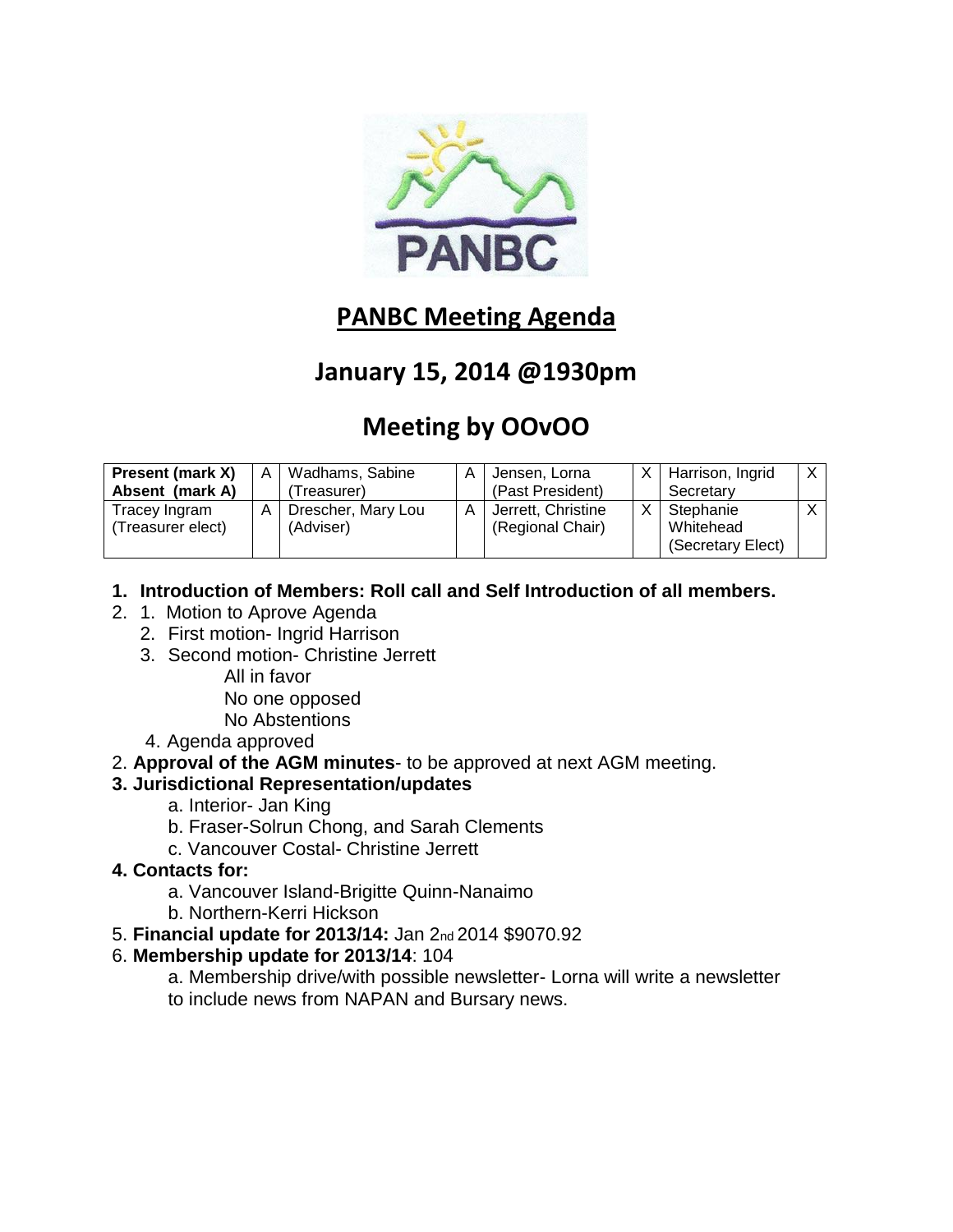PANBC

# PANBC Meeting Agenda

## January 15, 2014 @1930pm

## Meeting by OOvOO

| | | | | | | | |
|---|---|---|---|---|---|---|---|
| **Present (mark X)** **Absent (mark A)** | A | Wadhams, Sabine (Treasurer) | A | Jensen, Lorna (Past President) | X | Harrison, Ingrid Secretary | X |
| Tracey Ingram (Treasurer elect) | A | Drescher, Mary Lou (Adviser) | A | Jerrett, Christine (Regional Chair) | X | Stephanie Whitehead (Secretary Elect) | X |

1. **Introduction of Members: Roll call and Self Introduction of all members.**
2. 1. Motion to Aprove Agenda
   2. First motion- Ingrid Harrison
   3. Second motion- Christine Jerrett
      All in favor
      No one opposed
      No Abstentions
   4. Agenda approved
2. **Approval of the AGM minutes**- to be approved at next AGM meeting.
3. **Jurisdictional Representation/updates**
   a. Interior- Jan King
   b. Fraser-Solrun Chong, and Sarah Clements
   c. Vancouver Costal- Christine Jerrett
4. **Contacts for:**
   a. Vancouver Island-Brigitte Quinn-Nanaimo
   b. Northern-Kerri Hickson
5. **Financial update for 2013/14:** Jan 2nd 2014 $9070.92
6. **Membership update for 2013/14**: 104
   a. Membership drive/with possible newsletter- Lorna will write a newsletter to include news from NAPAN and Bursary news.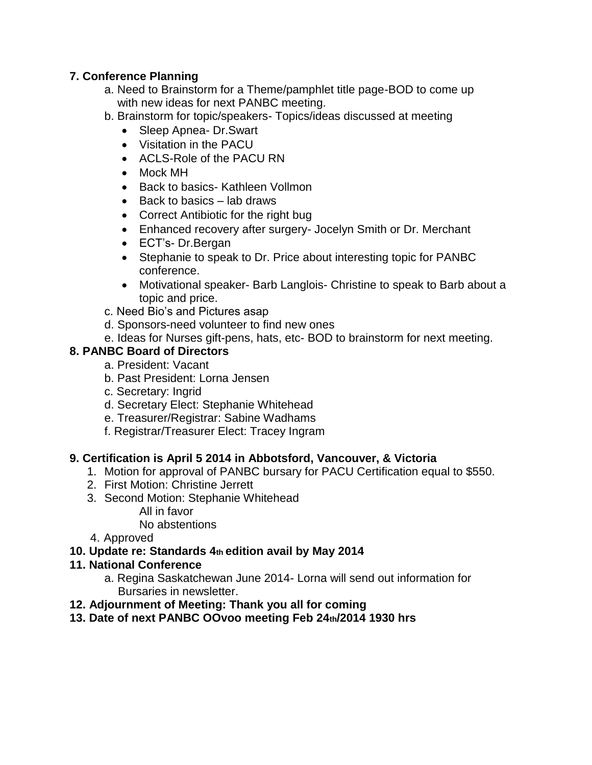**7. Conference Planning**

a. Need to Brainstorm for a Theme/pamphlet title page-BOD to come up with new ideas for next PANBC meeting.

b. Brainstorm for topic/speakers- Topics/ideas discussed at meeting

- Sleep Apnea- Dr.Swart
- Visitation in the PACU
- ACLS-Role of the PACU RN
- Mock MH
- Back to basics- Kathleen Vollmon
- Back to basics – lab draws
- Correct Antibiotic for the right bug
- Enhanced recovery after surgery- Jocelyn Smith or Dr. Merchant
- ECT's- Dr.Bergan
- Stephanie to speak to Dr. Price about interesting topic for PANBC conference.
- Motivational speaker- Barb Langlois- Christine to speak to Barb about a topic and price.

c. Need Bio's and Pictures asap

d. Sponsors-need volunteer to find new ones

e. Ideas for Nurses gift-pens, hats, etc- BOD to brainstorm for next meeting.

**8. PANBC Board of Directors**

a. President: Vacant

b. Past President: Lorna Jensen

c. Secretary: Ingrid

d. Secretary Elect: Stephanie Whitehead

e. Treasurer/Registrar: Sabine Wadhams

f. Registrar/Treasurer Elect: Tracey Ingram

**9. Certification is April 5 2014 in Abbotsford, Vancouver, & Victoria**

1. Motion for approval of PANBC bursary for PACU Certification equal to $550.
2. First Motion: Christine Jerrett
3. Second Motion: Stephanie Whitehead

   All in favor

   No abstentions

4. Approved

**10. Update re: Standards 4th edition avail by May 2014**

**11. National Conference**

a. Regina Saskatchewan June 2014- Lorna will send out information for Bursaries in newsletter.

**12. Adjournment of Meeting: Thank you all for coming**

**13. Date of next PANBC OOvoo meeting Feb 24th/2014 1930 hrs**